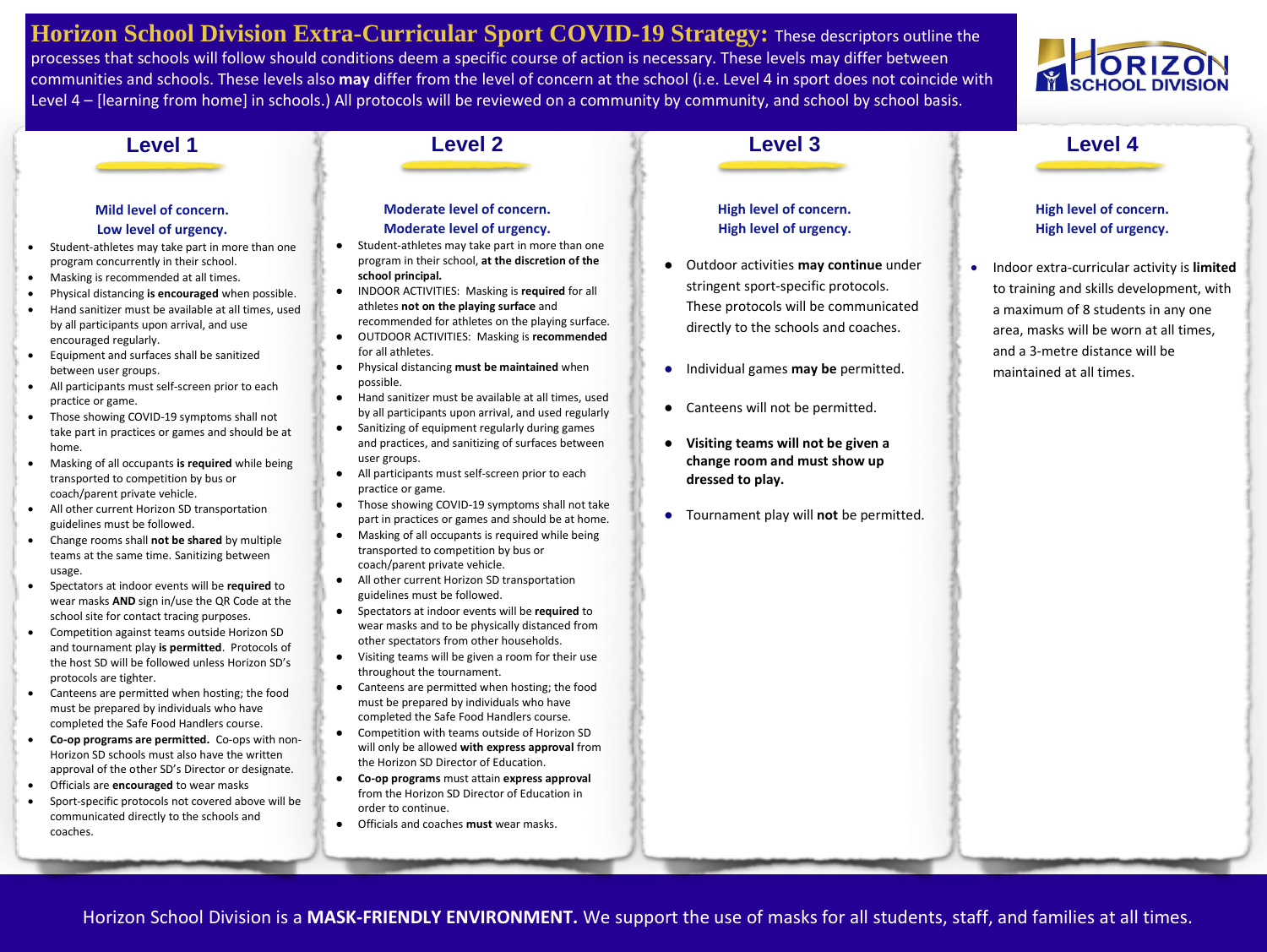# Horizon School Division Extra-Curricular Sport COVID-19 Strategy:

These descriptors outline the processes that schools will follow should conditions deem a specific course of action is necessary. These levels may differ between communities and schools. These levels also **may** differ from the level of concern at the school (i.e. Level 4 in sport does not coincide with Level 4 – [learning from home] in schools.) All protocols will be reviewed on a community by community, and school by school basis.

## Level 1

**Mild level of concern.**
**Low level of urgency.**

- Student-athletes may take part in more than one program concurrently in their school.
- Masking is recommended at all times.
- Physical distancing **is encouraged** when possible.
- Hand sanitizer must be available at all times, used by all participants upon arrival, and use encouraged regularly.
- Equipment and surfaces shall be sanitized between user groups.
- All participants must self-screen prior to each practice or game.
- Those showing COVID-19 symptoms shall not take part in practices or games and should be at home.
- Masking of all occupants **is required** while being transported to competition by bus or coach/parent private vehicle.
- All other current Horizon SD transportation guidelines must be followed.
- Change rooms shall **not be shared** by multiple teams at the same time. Sanitizing between usage.
- Spectators at indoor events will be **required** to wear masks **AND** sign in/use the QR Code at the school site for contact tracing purposes.
- Competition against teams outside Horizon SD and tournament play **is permitted**. Protocols of the host SD will be followed unless Horizon SD's protocols are tighter.
- Canteens are permitted when hosting; the food must be prepared by individuals who have completed the Safe Food Handlers course.
- **Co-op programs are permitted.** Co-ops with non-Horizon SD schools must also have the written approval of the other SD's Director or designate.
- Officials are **encouraged** to wear masks
- Sport-specific protocols not covered above will be communicated directly to the schools and coaches.

## Level 2

**Moderate level of concern.**
**Moderate level of urgency.**

- Student-athletes may take part in more than one program in their school, **at the discretion of the school principal.**
- INDOOR ACTIVITIES: Masking is **required** for all athletes **not on the playing surface** and recommended for athletes on the playing surface.
- OUTDOOR ACTIVITIES: Masking is **recommended** for all athletes.
- Physical distancing **must be maintained** when possible.
- Hand sanitizer must be available at all times, used by all participants upon arrival, and used regularly
- Sanitizing of equipment regularly during games and practices, and sanitizing of surfaces between user groups.
- All participants must self-screen prior to each practice or game.
- Those showing COVID-19 symptoms shall not take part in practices or games and should be at home.
- Masking of all occupants is required while being transported to competition by bus or coach/parent private vehicle.
- All other current Horizon SD transportation guidelines must be followed.
- Spectators at indoor events will be **required** to wear masks and to be physically distanced from other spectators from other households.
- Visiting teams will be given a room for their use throughout the tournament.
- Canteens are permitted when hosting; the food must be prepared by individuals who have completed the Safe Food Handlers course.
- Competition with teams outside of Horizon SD will only be allowed **with express approval** from the Horizon SD Director of Education.
- **Co-op programs** must attain **express approval** from the Horizon SD Director of Education in order to continue.
- Officials and coaches **must** wear masks.

## Level 3

**High level of concern.**
**High level of urgency.**

- Outdoor activities **may continue** under stringent sport-specific protocols. These protocols will be communicated directly to the schools and coaches.
- Individual games **may be** permitted.
- Canteens will not be permitted.
- **Visiting teams will not be given a change room and must show up dressed to play.**
- Tournament play will **not** be permitted.

## Level 4

**High level of concern.**
**High level of urgency.**

- Indoor extra-curricular activity is **limited** to training and skills development, with a maximum of 8 students in any one area, masks will be worn at all times, and a 3-metre distance will be maintained at all times.

Horizon School Division is a **MASK-FRIENDLY ENVIRONMENT.** We support the use of masks for all students, staff, and families at all times.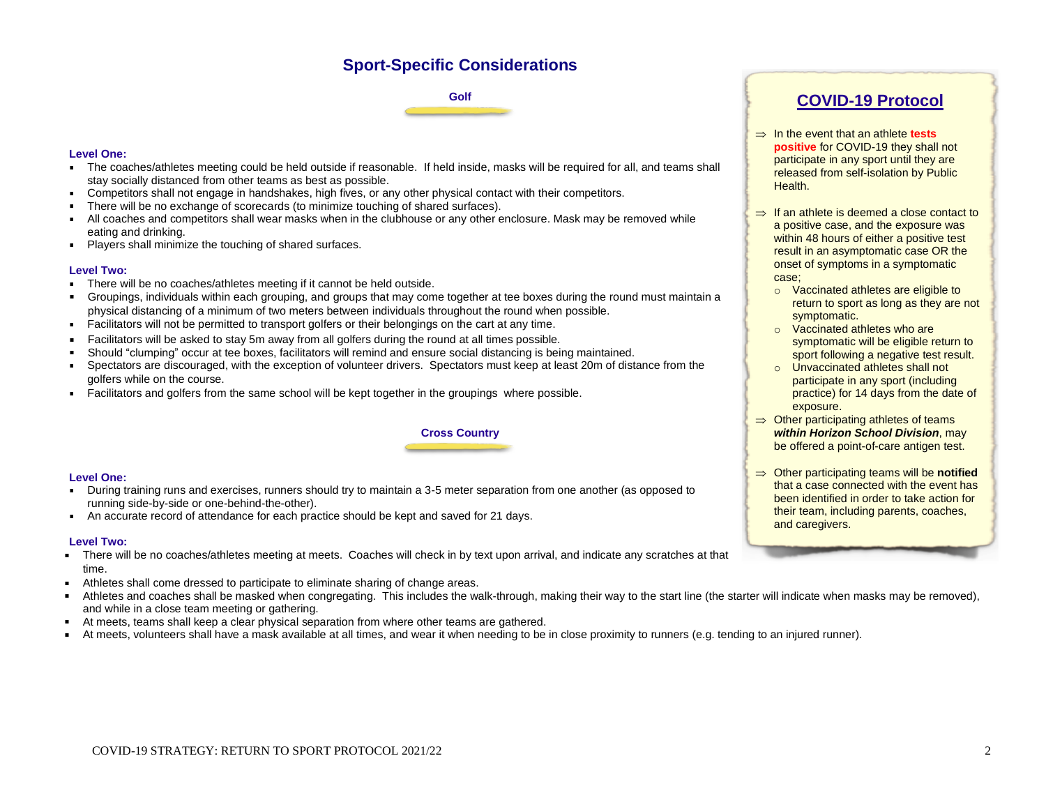# Sport-Specific Considerations

## Golf

### Level One:

- The coaches/athletes meeting could be held outside if reasonable. If held inside, masks will be required for all, and teams shall stay socially distanced from other teams as best as possible.
- Competitors shall not engage in handshakes, high fives, or any other physical contact with their competitors.
- There will be no exchange of scorecards (to minimize touching of shared surfaces).
- All coaches and competitors shall wear masks when in the clubhouse or any other enclosure. Mask may be removed while eating and drinking.
- Players shall minimize the touching of shared surfaces.

### Level Two:

- There will be no coaches/athletes meeting if it cannot be held outside.
- Groupings, individuals within each grouping, and groups that may come together at tee boxes during the round must maintain a physical distancing of a minimum of two meters between individuals throughout the round when possible.
- Facilitators will not be permitted to transport golfers or their belongings on the cart at any time.
- Facilitators will be asked to stay 5m away from all golfers during the round at all times possible.
- Should "clumping" occur at tee boxes, facilitators will remind and ensure social distancing is being maintained.
- Spectators are discouraged, with the exception of volunteer drivers. Spectators must keep at least 20m of distance from the golfers while on the course.
- Facilitators and golfers from the same school will be kept together in the groupings where possible.

## Cross Country

### Level One:

- During training runs and exercises, runners should try to maintain a 3-5 meter separation from one another (as opposed to running side-by-side or one-behind-the-other).
- An accurate record of attendance for each practice should be kept and saved for 21 days.

### Level Two:

- There will be no coaches/athletes meeting at meets. Coaches will check in by text upon arrival, and indicate any scratches at that time.
- Athletes shall come dressed to participate to eliminate sharing of change areas.
- Athletes and coaches shall be masked when congregating. This includes the walk-through, making their way to the start line (the starter will indicate when masks may be removed), and while in a close team meeting or gathering.
- At meets, teams shall keep a clear physical separation from where other teams are gathered.
- At meets, volunteers shall have a mask available at all times, and wear it when needing to be in close proximity to runners (e.g. tending to an injured runner).

## COVID-19 Protocol

- ⇒ In the event that an athlete **tests positive** for COVID-19 they shall not participate in any sport until they are released from self-isolation by Public Health.
- ⇒ If an athlete is deemed a close contact to a positive case, and the exposure was within 48 hours of either a positive test result in an asymptomatic case OR the onset of symptoms in a symptomatic case;
  - Vaccinated athletes are eligible to return to sport as long as they are not symptomatic.
  - Vaccinated athletes who are symptomatic will be eligible return to sport following a negative test result.
  - Unvaccinated athletes shall not participate in any sport (including practice) for 14 days from the date of exposure.
- ⇒ Other participating athletes of teams ***within Horizon School Division***, may be offered a point-of-care antigen test.
- ⇒ Other participating teams will be **notified** that a case connected with the event has been identified in order to take action for their team, including parents, coaches, and caregivers.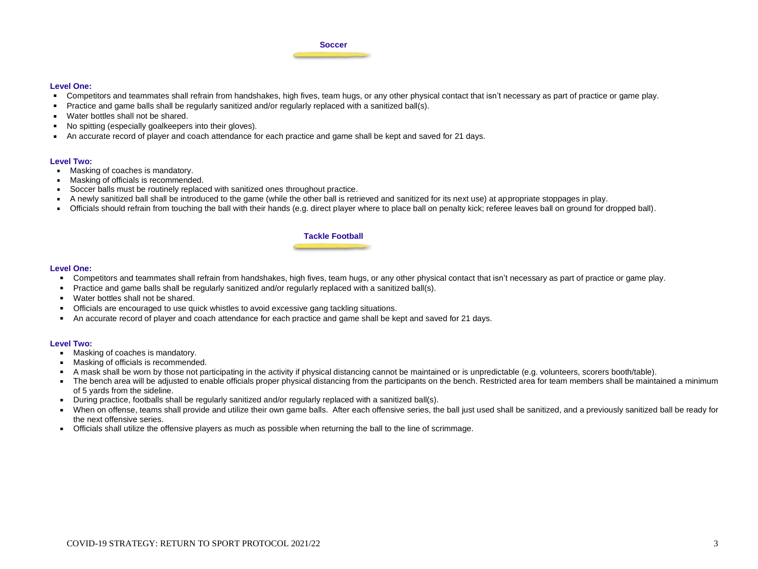## Soccer

**Level One:**

- Competitors and teammates shall refrain from handshakes, high fives, team hugs, or any other physical contact that isn't necessary as part of practice or game play.
- Practice and game balls shall be regularly sanitized and/or regularly replaced with a sanitized ball(s).
- Water bottles shall not be shared.
- No spitting (especially goalkeepers into their gloves).
- An accurate record of player and coach attendance for each practice and game shall be kept and saved for 21 days.

**Level Two:**

- Masking of coaches is mandatory.
- Masking of officials is recommended.
- Soccer balls must be routinely replaced with sanitized ones throughout practice.
- A newly sanitized ball shall be introduced to the game (while the other ball is retrieved and sanitized for its next use) at appropriate stoppages in play.
- Officials should refrain from touching the ball with their hands (e.g. direct player where to place ball on penalty kick; referee leaves ball on ground for dropped ball).

## Tackle Football

**Level One:**

- Competitors and teammates shall refrain from handshakes, high fives, team hugs, or any other physical contact that isn't necessary as part of practice or game play.
- Practice and game balls shall be regularly sanitized and/or regularly replaced with a sanitized ball(s).
- Water bottles shall not be shared.
- Officials are encouraged to use quick whistles to avoid excessive gang tackling situations.
- An accurate record of player and coach attendance for each practice and game shall be kept and saved for 21 days.

**Level Two:**

- Masking of coaches is mandatory.
- Masking of officials is recommended.
- A mask shall be worn by those not participating in the activity if physical distancing cannot be maintained or is unpredictable (e.g. volunteers, scorers booth/table).
- The bench area will be adjusted to enable officials proper physical distancing from the participants on the bench. Restricted area for team members shall be maintained a minimum of 5 yards from the sideline.
- During practice, footballs shall be regularly sanitized and/or regularly replaced with a sanitized ball(s).
- When on offense, teams shall provide and utilize their own game balls. After each offensive series, the ball just used shall be sanitized, and a previously sanitized ball be ready for the next offensive series.
- Officials shall utilize the offensive players as much as possible when returning the ball to the line of scrimmage.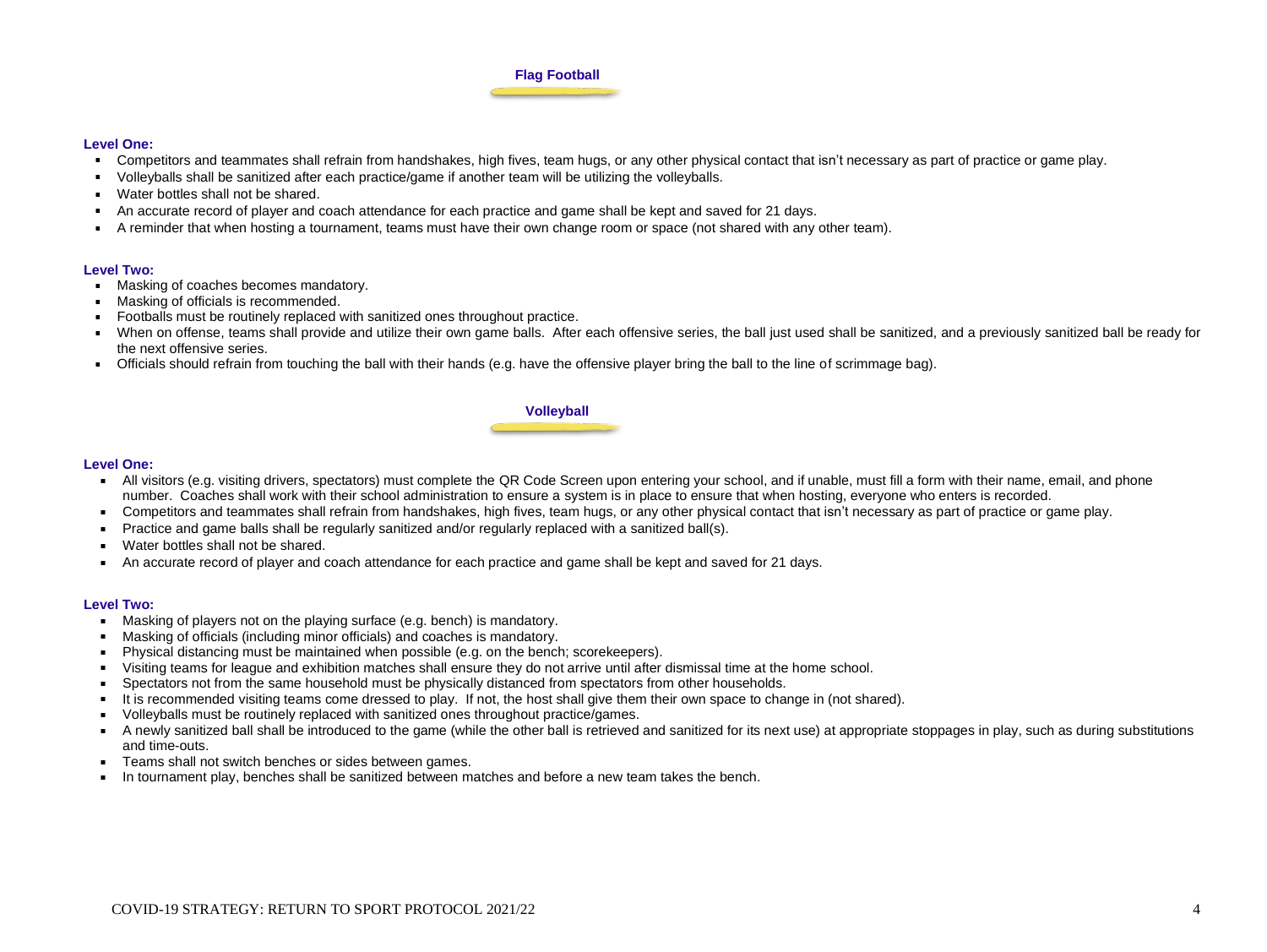## Flag Football

**Level One:**

- Competitors and teammates shall refrain from handshakes, high fives, team hugs, or any other physical contact that isn't necessary as part of practice or game play.
- Volleyballs shall be sanitized after each practice/game if another team will be utilizing the volleyballs.
- Water bottles shall not be shared.
- An accurate record of player and coach attendance for each practice and game shall be kept and saved for 21 days.
- A reminder that when hosting a tournament, teams must have their own change room or space (not shared with any other team).

**Level Two:**

- Masking of coaches becomes mandatory.
- Masking of officials is recommended.
- Footballs must be routinely replaced with sanitized ones throughout practice.
- When on offense, teams shall provide and utilize their own game balls. After each offensive series, the ball just used shall be sanitized, and a previously sanitized ball be ready for the next offensive series.
- Officials should refrain from touching the ball with their hands (e.g. have the offensive player bring the ball to the line of scrimmage bag).

## Volleyball

**Level One:**

- All visitors (e.g. visiting drivers, spectators) must complete the QR Code Screen upon entering your school, and if unable, must fill a form with their name, email, and phone number. Coaches shall work with their school administration to ensure a system is in place to ensure that when hosting, everyone who enters is recorded.
- Competitors and teammates shall refrain from handshakes, high fives, team hugs, or any other physical contact that isn't necessary as part of practice or game play.
- Practice and game balls shall be regularly sanitized and/or regularly replaced with a sanitized ball(s).
- Water bottles shall not be shared.
- An accurate record of player and coach attendance for each practice and game shall be kept and saved for 21 days.

**Level Two:**

- Masking of players not on the playing surface (e.g. bench) is mandatory.
- Masking of officials (including minor officials) and coaches is mandatory.
- Physical distancing must be maintained when possible (e.g. on the bench; scorekeepers).
- Visiting teams for league and exhibition matches shall ensure they do not arrive until after dismissal time at the home school.
- Spectators not from the same household must be physically distanced from spectators from other households.
- It is recommended visiting teams come dressed to play. If not, the host shall give them their own space to change in (not shared).
- Volleyballs must be routinely replaced with sanitized ones throughout practice/games.
- A newly sanitized ball shall be introduced to the game (while the other ball is retrieved and sanitized for its next use) at appropriate stoppages in play, such as during substitutions and time-outs.
- Teams shall not switch benches or sides between games.
- In tournament play, benches shall be sanitized between matches and before a new team takes the bench.